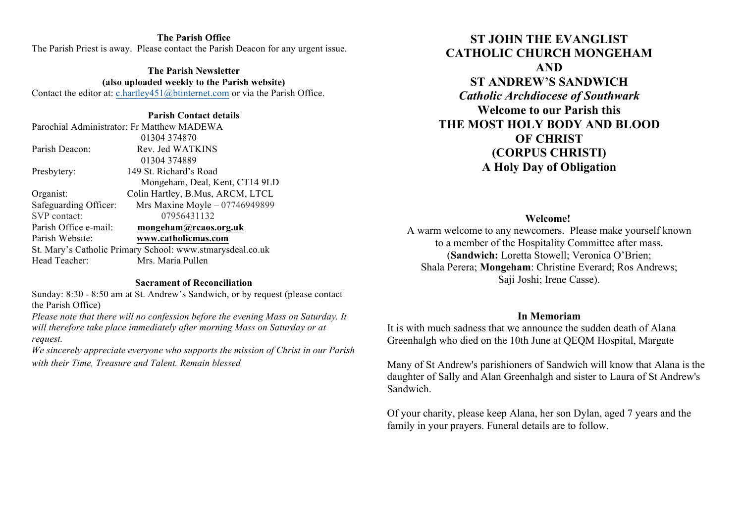### The Parish Office

The Parish Priest is away. Please contact the Parish Deacon for any urgent issue.

### The Parish Newsletter

**(also uploaded weekly to the Parish website)**

Contact the editor at: c.hartley451@btinternet.com or via the Parish Office.

### Parish Contact details

Parochial Administrator: Fr Matthew MADEWA
01304 374870
Parish Deacon: Rev. Jed WATKINS
01304 374889
Presbytery: 149 St. Richard's Road
Mongeham, Deal, Kent, CT14 9LD
Organist: Colin Hartley, B.Mus, ARCM, LTCL
Safeguarding Officer: Mrs Maxine Moyle – 07746949899
SVP contact: 07956431132
Parish Office e-mail: **mongeham@rcaos.org.uk**
Parish Website: **www.catholicmas.com**
St. Mary's Catholic Primary School: www.stmarysdeal.co.uk
Head Teacher: Mrs. Maria Pullen

### Sacrament of Reconciliation

Sunday: 8:30 - 8:50 am at St. Andrew's Sandwich, or by request (please contact the Parish Office)

*Please note that there will no confession before the evening Mass on Saturday. It will therefore take place immediately after morning Mass on Saturday or at request.*

*We sincerely appreciate everyone who supports the mission of Christ in our Parish with their Time, Treasure and Talent. Remain blessed*

# ST JOHN THE EVANGLIST CATHOLIC CHURCH MONGEHAM AND ST ANDREW'S SANDWICH

***Catholic Archdiocese of Southwark***

## Welcome to our Parish this THE MOST HOLY BODY AND BLOOD OF CHRIST (CORPUS CHRISTI) A Holy Day of Obligation

### Welcome!

A warm welcome to any newcomers. Please make yourself known to a member of the Hospitality Committee after mass. (**Sandwich:** Loretta Stowell; Veronica O'Brien; Shala Perera; **Mongeham**: Christine Everard; Ros Andrews; Saji Joshi; Irene Casse).

### In Memoriam

It is with much sadness that we announce the sudden death of Alana Greenhalgh who died on the 10th June at QEQM Hospital, Margate

Many of St Andrew's parishioners of Sandwich will know that Alana is the daughter of Sally and Alan Greenhalgh and sister to Laura of St Andrew's Sandwich.

Of your charity, please keep Alana, her son Dylan, aged 7 years and the family in your prayers. Funeral details are to follow.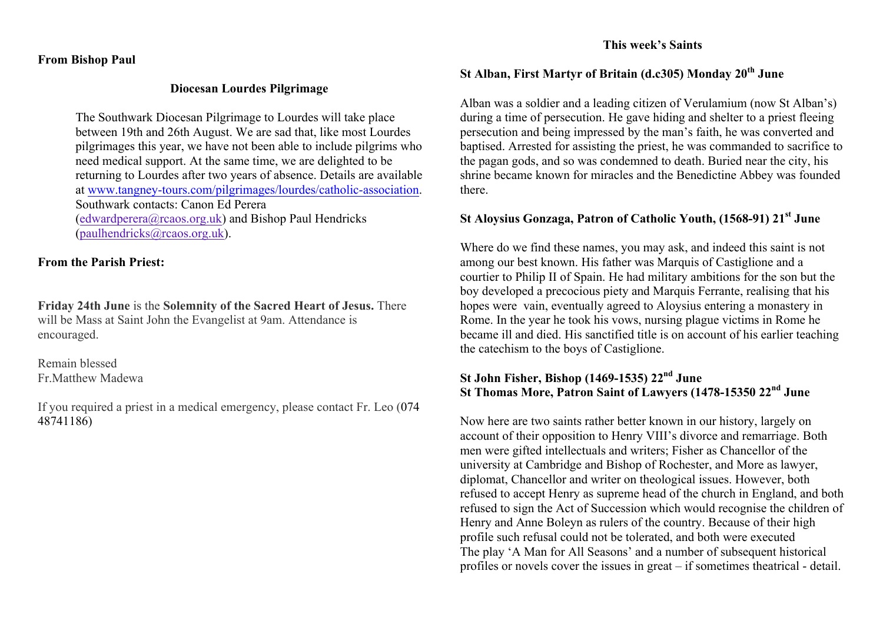**From Bishop Paul**

## Diocesan Lourdes Pilgrimage

The Southwark Diocesan Pilgrimage to Lourdes will take place between 19th and 26th August. We are sad that, like most Lourdes pilgrimages this year, we have not been able to include pilgrims who need medical support. At the same time, we are delighted to be returning to Lourdes after two years of absence. Details are available at www.tangney-tours.com/pilgrimages/lourdes/catholic-association. Southwark contacts: Canon Ed Perera (edwardperera@rcaos.org.uk) and Bishop Paul Hendricks (paulhendricks@rcaos.org.uk).

**From the Parish Priest:**

**Friday 24th June** is the **Solemnity of the Sacred Heart of Jesus.** There will be Mass at Saint John the Evangelist at 9am. Attendance is encouraged.

Remain blessed
Fr.Matthew Madewa

If you required a priest in a medical emergency, please contact Fr. Leo (074 48741186)

## This week's Saints

### St Alban, First Martyr of Britain (d.c305) Monday 20th June

Alban was a soldier and a leading citizen of Verulamium (now St Alban's) during a time of persecution. He gave hiding and shelter to a priest fleeing persecution and being impressed by the man's faith, he was converted and baptised. Arrested for assisting the priest, he was commanded to sacrifice to the pagan gods, and so was condemned to death. Buried near the city, his shrine became known for miracles and the Benedictine Abbey was founded there.

### St Aloysius Gonzaga, Patron of Catholic Youth, (1568-91) 21st June

Where do we find these names, you may ask, and indeed this saint is not among our best known. His father was Marquis of Castiglione and a courtier to Philip II of Spain. He had military ambitions for the son but the boy developed a precocious piety and Marquis Ferrante, realising that his hopes were vain, eventually agreed to Aloysius entering a monastery in Rome. In the year he took his vows, nursing plague victims in Rome he became ill and died. His sanctified title is on account of his earlier teaching the catechism to the boys of Castiglione.

### St John Fisher, Bishop (1469-1535) 22nd June
### St Thomas More, Patron Saint of Lawyers (1478-15350 22nd June

Now here are two saints rather better known in our history, largely on account of their opposition to Henry VIII's divorce and remarriage. Both men were gifted intellectuals and writers; Fisher as Chancellor of the university at Cambridge and Bishop of Rochester, and More as lawyer, diplomat, Chancellor and writer on theological issues. However, both refused to accept Henry as supreme head of the church in England, and both refused to sign the Act of Succession which would recognise the children of Henry and Anne Boleyn as rulers of the country. Because of their high profile such refusal could not be tolerated, and both were executed
The play 'A Man for All Seasons' and a number of subsequent historical profiles or novels cover the issues in great – if sometimes theatrical - detail.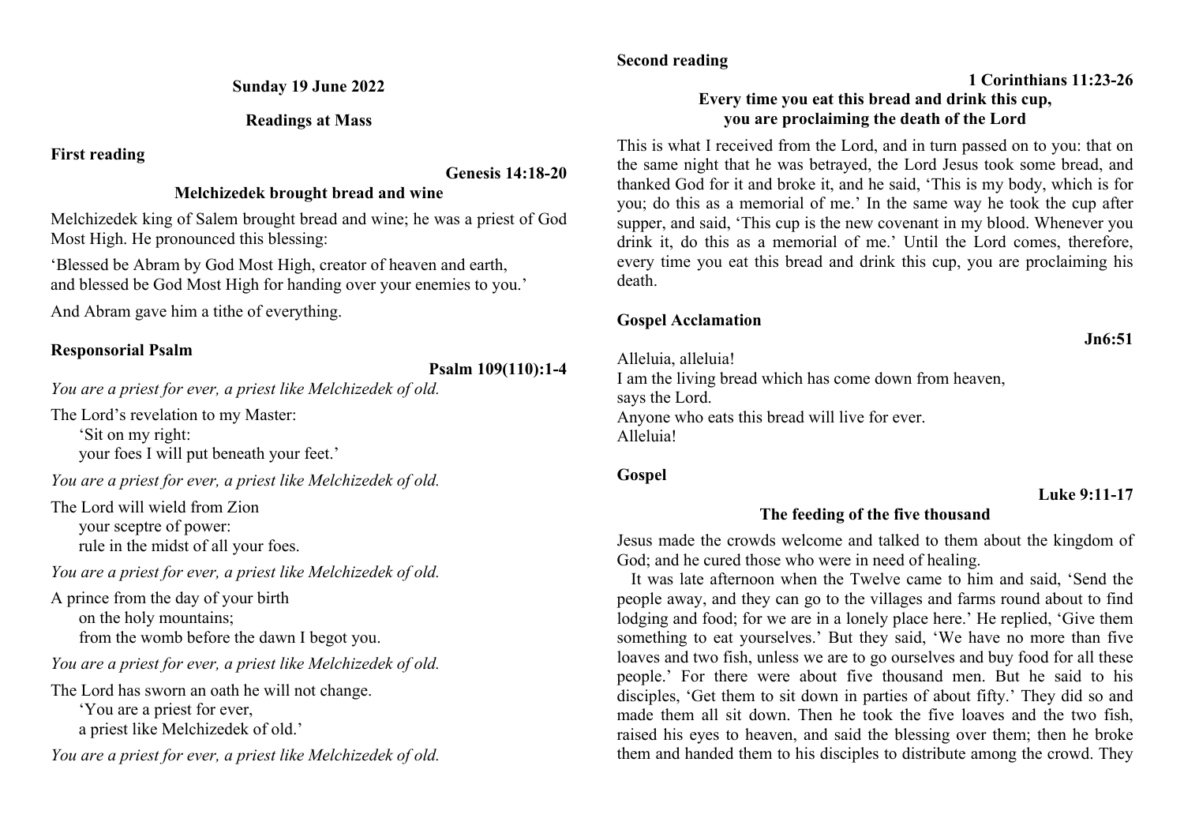**Sunday 19 June 2022**

**Readings at Mass**

## First reading

**Genesis 14:18-20**

**Melchizedek brought bread and wine**

Melchizedek king of Salem brought bread and wine; he was a priest of God Most High. He pronounced this blessing:

'Blessed be Abram by God Most High, creator of heaven and earth,
and blessed be God Most High for handing over your enemies to you.'

And Abram gave him a tithe of everything.

## Responsorial Psalm

**Psalm 109(110):1-4**

*You are a priest for ever, a priest like Melchizedek of old.*

The Lord's revelation to my Master:
'Sit on my right:
your foes I will put beneath your feet.'

*You are a priest for ever, a priest like Melchizedek of old.*

The Lord will wield from Zion
your sceptre of power:
rule in the midst of all your foes.

*You are a priest for ever, a priest like Melchizedek of old.*

A prince from the day of your birth
on the holy mountains;
from the womb before the dawn I begot you.

*You are a priest for ever, a priest like Melchizedek of old.*

The Lord has sworn an oath he will not change.
'You are a priest for ever,
a priest like Melchizedek of old.'

*You are a priest for ever, a priest like Melchizedek of old.*

## Second reading

**1 Corinthians 11:23-26**

**Every time you eat this bread and drink this cup,
you are proclaiming the death of the Lord**

This is what I received from the Lord, and in turn passed on to you: that on the same night that he was betrayed, the Lord Jesus took some bread, and thanked God for it and broke it, and he said, 'This is my body, which is for you; do this as a memorial of me.' In the same way he took the cup after supper, and said, 'This cup is the new covenant in my blood. Whenever you drink it, do this as a memorial of me.' Until the Lord comes, therefore, every time you eat this bread and drink this cup, you are proclaiming his death.

## Gospel Acclamation

**Jn6:51**

Alleluia, alleluia!
I am the living bread which has come down from heaven,
says the Lord.
Anyone who eats this bread will live for ever.
Alleluia!

## Gospel

**Luke 9:11-17**

**The feeding of the five thousand**

Jesus made the crowds welcome and talked to them about the kingdom of God; and he cured those who were in need of healing.

It was late afternoon when the Twelve came to him and said, 'Send the people away, and they can go to the villages and farms round about to find lodging and food; for we are in a lonely place here.' He replied, 'Give them something to eat yourselves.' But they said, 'We have no more than five loaves and two fish, unless we are to go ourselves and buy food for all these people.' For there were about five thousand men. But he said to his disciples, 'Get them to sit down in parties of about fifty.' They did so and made them all sit down. Then he took the five loaves and the two fish, raised his eyes to heaven, and said the blessing over them; then he broke them and handed them to his disciples to distribute among the crowd. They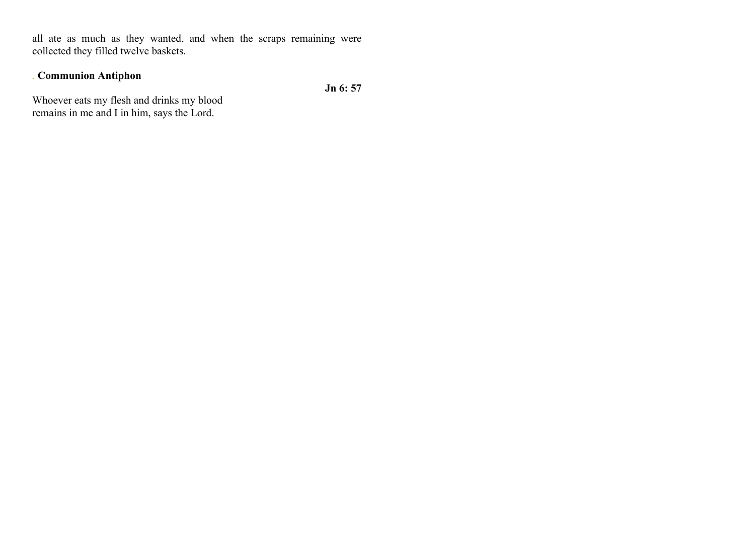all ate as much as they wanted, and when the scraps remaining were collected they filled twelve baskets.

. **Communion Antiphon**

**Jn 6: 57**

Whoever eats my flesh and drinks my blood
remains in me and I in him, says the Lord.